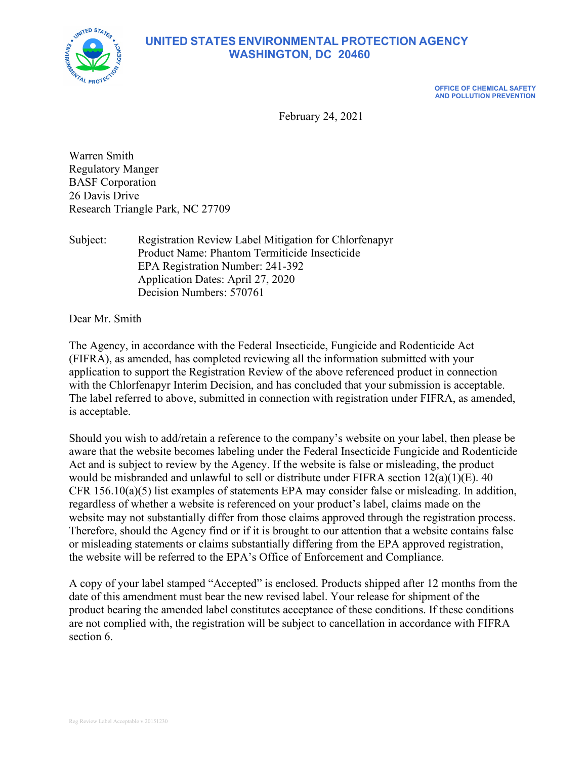# UNITED STATES ENVIRONMENTAL PROTECTION AGENCY
## WASHINGTON, DC 20460

**OFFICE OF CHEMICAL SAFETY AND POLLUTION PREVENTION**

February 24, 2021

Warren Smith
Regulatory Manger
BASF Corporation
26 Davis Drive
Research Triangle Park, NC 27709

Subject: Registration Review Label Mitigation for Chlorfenapyr
Product Name: Phantom Termiticide Insecticide
EPA Registration Number: 241-392
Application Dates: April 27, 2020
Decision Numbers: 570761

Dear Mr. Smith

The Agency, in accordance with the Federal Insecticide, Fungicide and Rodenticide Act (FIFRA), as amended, has completed reviewing all the information submitted with your application to support the Registration Review of the above referenced product in connection with the Chlorfenapyr Interim Decision, and has concluded that your submission is acceptable. The label referred to above, submitted in connection with registration under FIFRA, as amended, is acceptable.

Should you wish to add/retain a reference to the company's website on your label, then please be aware that the website becomes labeling under the Federal Insecticide Fungicide and Rodenticide Act and is subject to review by the Agency. If the website is false or misleading, the product would be misbranded and unlawful to sell or distribute under FIFRA section 12(a)(1)(E). 40 CFR 156.10(a)(5) list examples of statements EPA may consider false or misleading. In addition, regardless of whether a website is referenced on your product's label, claims made on the website may not substantially differ from those claims approved through the registration process. Therefore, should the Agency find or if it is brought to our attention that a website contains false or misleading statements or claims substantially differing from the EPA approved registration, the website will be referred to the EPA's Office of Enforcement and Compliance.

A copy of your label stamped "Accepted" is enclosed. Products shipped after 12 months from the date of this amendment must bear the new revised label. Your release for shipment of the product bearing the amended label constitutes acceptance of these conditions. If these conditions are not complied with, the registration will be subject to cancellation in accordance with FIFRA section 6.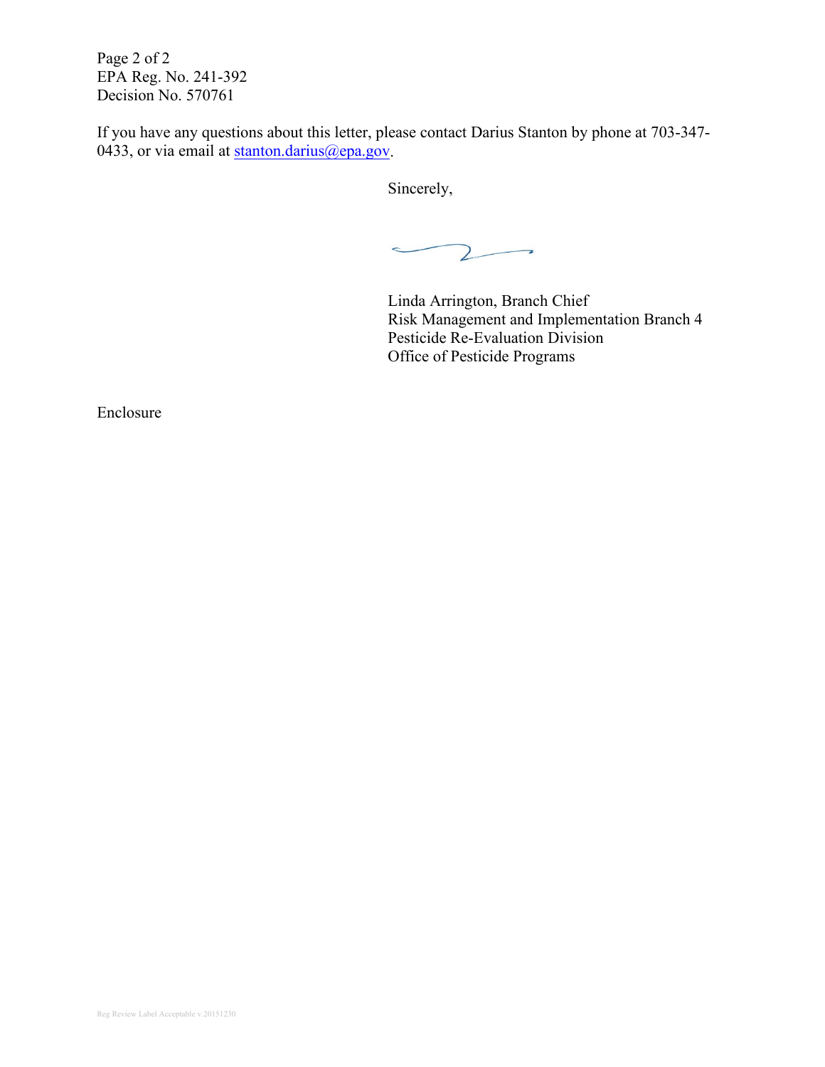EPA Reg. No. 241-392
Decision No. 570761

If you have any questions about this letter, please contact Darius Stanton by phone at 703-347-0433, or via email at stanton.darius@epa.gov.

Sincerely,

Linda Arrington, Branch Chief
Risk Management and Implementation Branch 4
Pesticide Re-Evaluation Division
Office of Pesticide Programs

Enclosure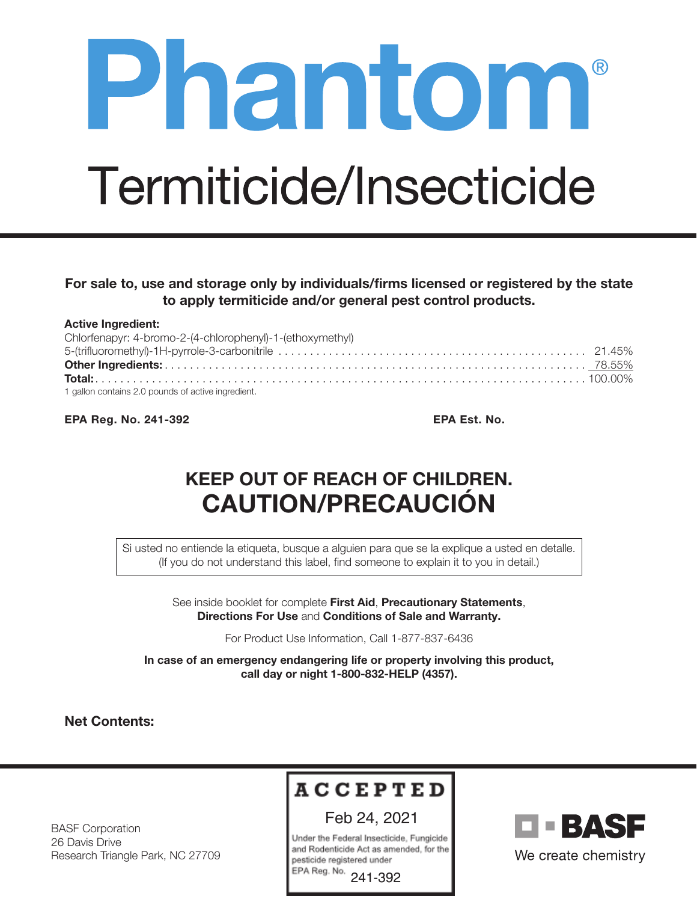# Phantom®

## Termiticide/Insecticide

**For sale to, use and storage only by individuals/firms licensed or registered by the state to apply termiticide and/or general pest control products.**

**Active Ingredient:**

| | |
|---|---|
| Chlorfenapyr: 4-bromo-2-(4-chlorophenyl)-1-(ethoxymethyl) 5-(trifluoromethyl)-1H-pyrrole-3-carbonitrile | 21.45% |
| **Other Ingredients:** | 78.55% |
| **Total:** | 100.00% |

1 gallon contains 2.0 pounds of active ingredient.

**EPA Reg. No. 241-392** **EPA Est. No.**

## KEEP OUT OF REACH OF CHILDREN.
## CAUTION/PRECAUCIÓN

Si usted no entiende la etiqueta, busque a alguien para que se la explique a usted en detalle. (If you do not understand this label, find someone to explain it to you in detail.)

See inside booklet for complete **First Aid**, **Precautionary Statements**, **Directions For Use** and **Conditions of Sale and Warranty.**

For Product Use Information, Call 1-877-837-6436

**In case of an emergency endangering life or property involving this product, call day or night 1-800-832-HELP (4357).**

**Net Contents:**

BASF Corporation
26 Davis Drive
Research Triangle Park, NC 27709

ACCEPTED
Feb 24, 2021
Under the Federal Insecticide, Fungicide and Rodenticide Act as amended, for the pesticide registered under EPA Reg. No. 241-392

BASF
We create chemistry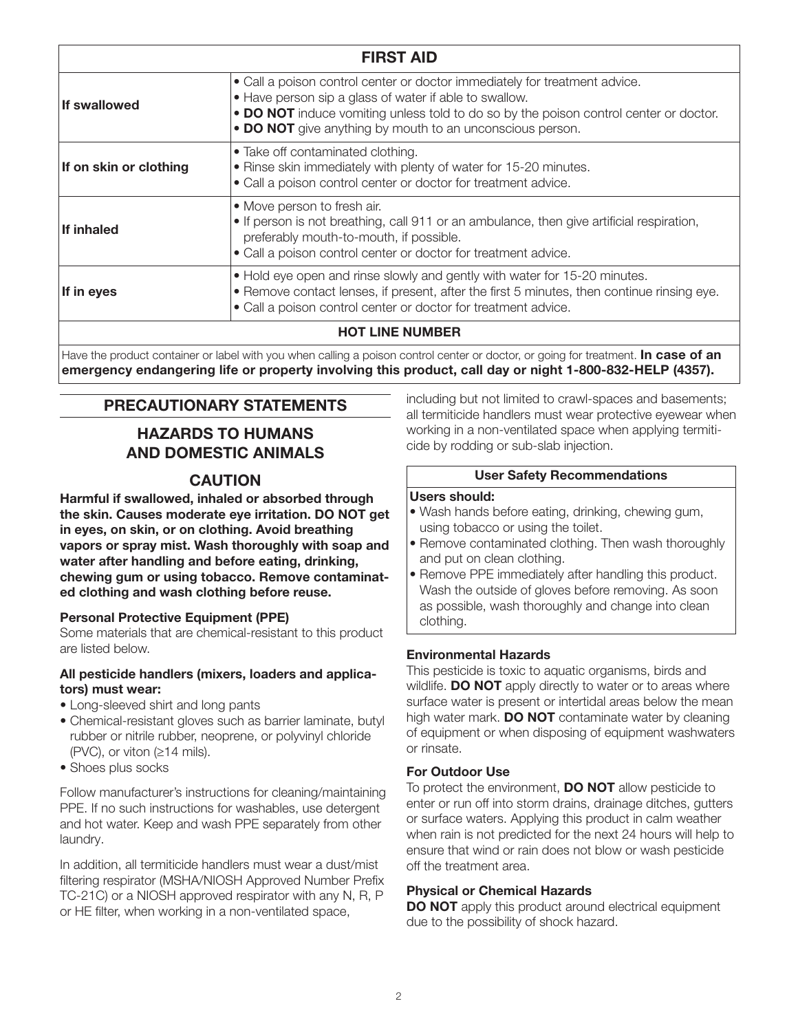| FIRST AID | |
|---|---|
| **If swallowed** | • Call a poison control center or doctor immediately for treatment advice.<br>• Have person sip a glass of water if able to swallow.<br>• **DO NOT** induce vomiting unless told to do so by the poison control center or doctor.<br>• **DO NOT** give anything by mouth to an unconscious person. |
| **If on skin or clothing** | • Take off contaminated clothing.<br>• Rinse skin immediately with plenty of water for 15-20 minutes.<br>• Call a poison control center or doctor for treatment advice. |
| **If inhaled** | • Move person to fresh air.<br>• If person is not breathing, call 911 or an ambulance, then give artificial respiration, preferably mouth-to-mouth, if possible.<br>• Call a poison control center or doctor for treatment advice. |
| **If in eyes** | • Hold eye open and rinse slowly and gently with water for 15-20 minutes.<br>• Remove contact lenses, if present, after the first 5 minutes, then continue rinsing eye.<br>• Call a poison control center or doctor for treatment advice. |
| **HOT LINE NUMBER** | |
| Have the product container or label with you when calling a poison control center or doctor, or going for treatment. **In case of an emergency endangering life or property involving this product, call day or night 1-800-832-HELP (4357).** | |

## PRECAUTIONARY STATEMENTS

## HAZARDS TO HUMANS AND DOMESTIC ANIMALS

## CAUTION

**Harmful if swallowed, inhaled or absorbed through the skin. Causes moderate eye irritation. DO NOT get in eyes, on skin, or on clothing. Avoid breathing vapors or spray mist. Wash thoroughly with soap and water after handling and before eating, drinking, chewing gum or using tobacco. Remove contaminated clothing and wash clothing before reuse.**

### Personal Protective Equipment (PPE)

Some materials that are chemical-resistant to this product are listed below.

**All pesticide handlers (mixers, loaders and applicators) must wear:**

- Long-sleeved shirt and long pants
- Chemical-resistant gloves such as barrier laminate, butyl rubber or nitrile rubber, neoprene, or polyvinyl chloride (PVC), or viton (≥14 mils).
- Shoes plus socks

Follow manufacturer's instructions for cleaning/maintaining PPE. If no such instructions for washables, use detergent and hot water. Keep and wash PPE separately from other laundry.

In addition, all termiticide handlers must wear a dust/mist filtering respirator (MSHA/NIOSH Approved Number Prefix TC-21C) or a NIOSH approved respirator with any N, R, P or HE filter, when working in a non-ventilated space, including but not limited to crawl-spaces and basements; all termiticide handlers must wear protective eyewear when working in a non-ventilated space when applying termiticide by rodding or sub-slab injection.

| User Safety Recommendations |
|---|
| **Users should:**<br>• Wash hands before eating, drinking, chewing gum, using tobacco or using the toilet.<br>• Remove contaminated clothing. Then wash thoroughly and put on clean clothing.<br>• Remove PPE immediately after handling this product. Wash the outside of gloves before removing. As soon as possible, wash thoroughly and change into clean clothing. |

### Environmental Hazards

This pesticide is toxic to aquatic organisms, birds and wildlife. **DO NOT** apply directly to water or to areas where surface water is present or intertidal areas below the mean high water mark. **DO NOT** contaminate water by cleaning of equipment or when disposing of equipment washwaters or rinsate.

### For Outdoor Use

To protect the environment, **DO NOT** allow pesticide to enter or run off into storm drains, drainage ditches, gutters or surface waters. Applying this product in calm weather when rain is not predicted for the next 24 hours will help to ensure that wind or rain does not blow or wash pesticide off the treatment area.

### Physical or Chemical Hazards

**DO NOT** apply this product around electrical equipment due to the possibility of shock hazard.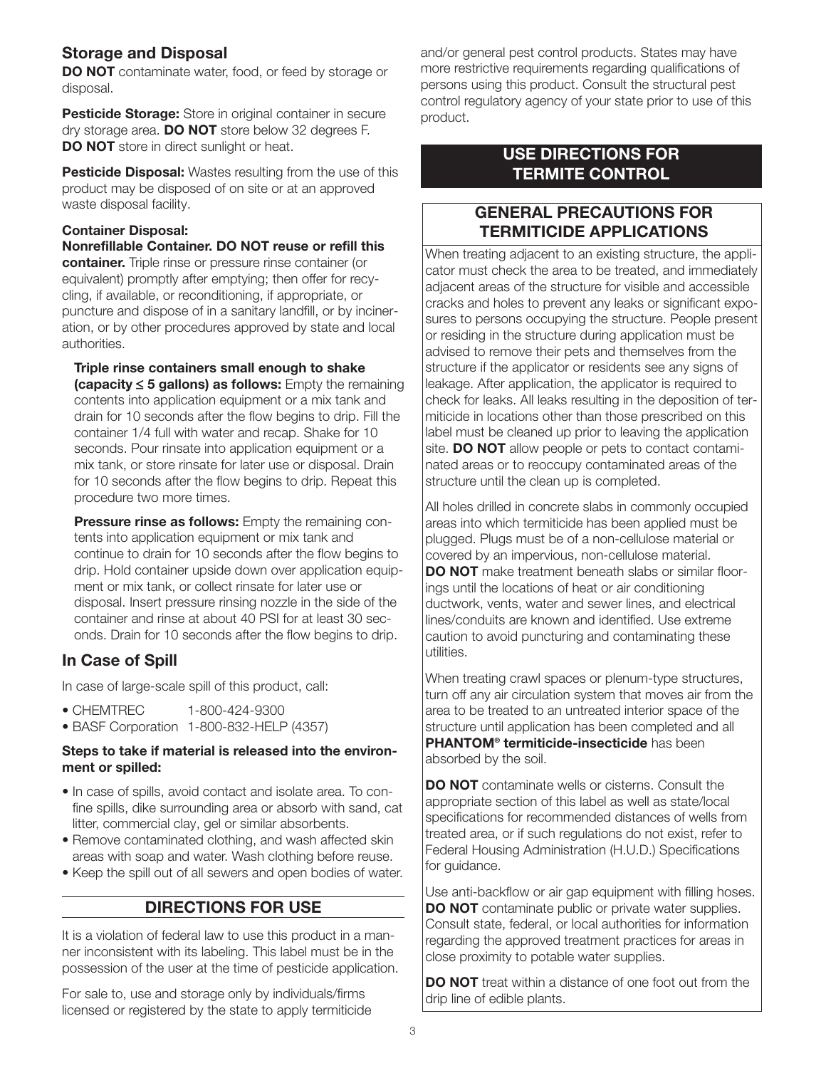## Storage and Disposal

**DO NOT** contaminate water, food, or feed by storage or disposal.

**Pesticide Storage:** Store in original container in secure dry storage area. **DO NOT** store below 32 degrees F. **DO NOT** store in direct sunlight or heat.

**Pesticide Disposal:** Wastes resulting from the use of this product may be disposed of on site or at an approved waste disposal facility.

**Container Disposal:**

**Nonrefillable Container. DO NOT reuse or refill this container.** Triple rinse or pressure rinse container (or equivalent) promptly after emptying; then offer for recycling, if available, or reconditioning, if appropriate, or puncture and dispose of in a sanitary landfill, or by incineration, or by other procedures approved by state and local authorities.

**Triple rinse containers small enough to shake (capacity ≤ 5 gallons) as follows:** Empty the remaining contents into application equipment or a mix tank and drain for 10 seconds after the flow begins to drip. Fill the container 1/4 full with water and recap. Shake for 10 seconds. Pour rinsate into application equipment or a mix tank, or store rinsate for later use or disposal. Drain for 10 seconds after the flow begins to drip. Repeat this procedure two more times.

**Pressure rinse as follows:** Empty the remaining contents into application equipment or mix tank and continue to drain for 10 seconds after the flow begins to drip. Hold container upside down over application equipment or mix tank, or collect rinsate for later use or disposal. Insert pressure rinsing nozzle in the side of the container and rinse at about 40 PSI for at least 30 seconds. Drain for 10 seconds after the flow begins to drip.

## In Case of Spill

In case of large-scale spill of this product, call:

- CHEMTREC 1-800-424-9300
- BASF Corporation 1-800-832-HELP (4357)

**Steps to take if material is released into the environment or spilled:**

- In case of spills, avoid contact and isolate area. To confine spills, dike surrounding area or absorb with sand, cat litter, commercial clay, gel or similar absorbents.
- Remove contaminated clothing, and wash affected skin areas with soap and water. Wash clothing before reuse.
- Keep the spill out of all sewers and open bodies of water.

## DIRECTIONS FOR USE

It is a violation of federal law to use this product in a manner inconsistent with its labeling. This label must be in the possession of the user at the time of pesticide application.

For sale to, use and storage only by individuals/firms licensed or registered by the state to apply termiticide and/or general pest control products. States may have more restrictive requirements regarding qualifications of persons using this product. Consult the structural pest control regulatory agency of your state prior to use of this product.

## USE DIRECTIONS FOR TERMITE CONTROL

### GENERAL PRECAUTIONS FOR TERMITICIDE APPLICATIONS

When treating adjacent to an existing structure, the applicator must check the area to be treated, and immediately adjacent areas of the structure for visible and accessible cracks and holes to prevent any leaks or significant exposures to persons occupying the structure. People present or residing in the structure during application must be advised to remove their pets and themselves from the structure if the applicator or residents see any signs of leakage. After application, the applicator is required to check for leaks. All leaks resulting in the deposition of termiticide in locations other than those prescribed on this label must be cleaned up prior to leaving the application site. **DO NOT** allow people or pets to contact contaminated areas or to reoccupy contaminated areas of the structure until the clean up is completed.

All holes drilled in concrete slabs in commonly occupied areas into which termiticide has been applied must be plugged. Plugs must be of a non-cellulose material or covered by an impervious, non-cellulose material. **DO NOT** make treatment beneath slabs or similar floorings until the locations of heat or air conditioning ductwork, vents, water and sewer lines, and electrical lines/conduits are known and identified. Use extreme caution to avoid puncturing and contaminating these utilities.

When treating crawl spaces or plenum-type structures, turn off any air circulation system that moves air from the area to be treated to an untreated interior space of the structure until application has been completed and all **PHANTOM® termiticide-insecticide** has been absorbed by the soil.

**DO NOT** contaminate wells or cisterns. Consult the appropriate section of this label as well as state/local specifications for recommended distances of wells from treated area, or if such regulations do not exist, refer to Federal Housing Administration (H.U.D.) Specifications for guidance.

Use anti-backflow or air gap equipment with filling hoses. **DO NOT** contaminate public or private water supplies. Consult state, federal, or local authorities for information regarding the approved treatment practices for areas in close proximity to potable water supplies.

**DO NOT** treat within a distance of one foot out from the drip line of edible plants.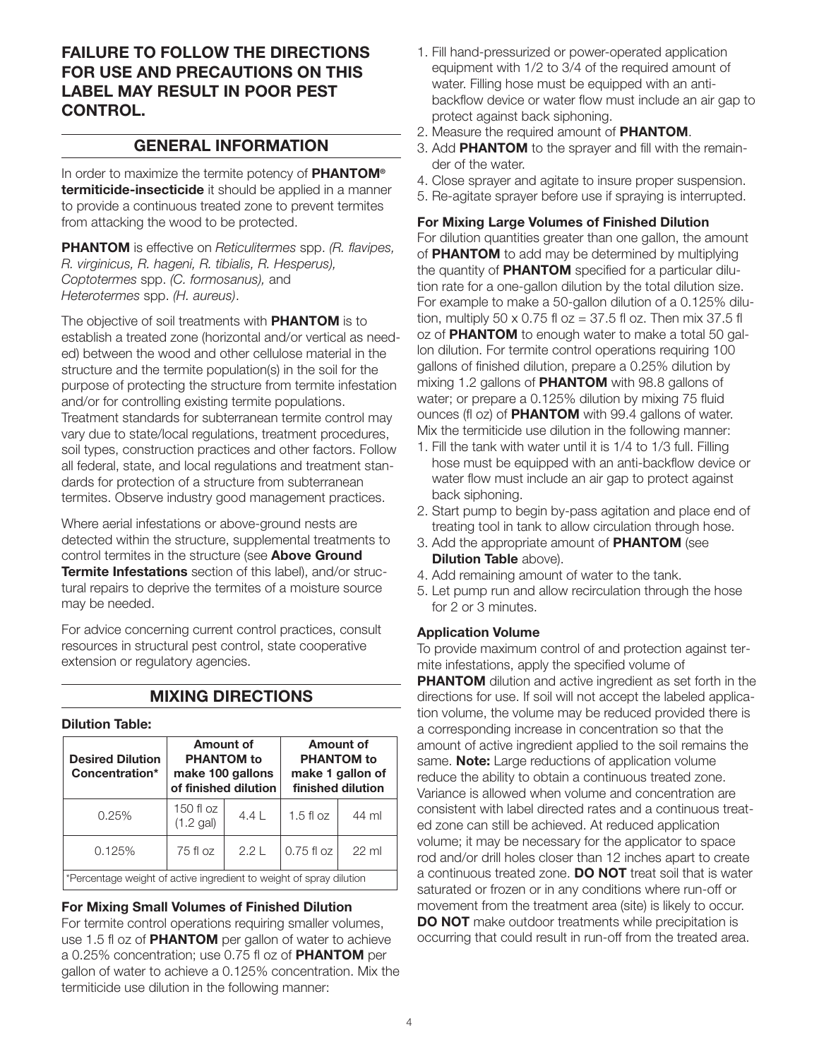**FAILURE TO FOLLOW THE DIRECTIONS FOR USE AND PRECAUTIONS ON THIS LABEL MAY RESULT IN POOR PEST CONTROL.**

## GENERAL INFORMATION

In order to maximize the termite potency of **PHANTOM® termiticide-insecticide** it should be applied in a manner to provide a continuous treated zone to prevent termites from attacking the wood to be protected.

**PHANTOM** is effective on *Reticulitermes* spp. *(R. flavipes, R. virginicus, R. hageni, R. tibialis, R. Hesperus), Coptotermes* spp. *(C. formosanus),* and *Heterotermes* spp. *(H. aureus)*.

The objective of soil treatments with **PHANTOM** is to establish a treated zone (horizontal and/or vertical as needed) between the wood and other cellulose material in the structure and the termite population(s) in the soil for the purpose of protecting the structure from termite infestation and/or for controlling existing termite populations. Treatment standards for subterranean termite control may vary due to state/local regulations, treatment procedures, soil types, construction practices and other factors. Follow all federal, state, and local regulations and treatment standards for protection of a structure from subterranean termites. Observe industry good management practices.

Where aerial infestations or above-ground nests are detected within the structure, supplemental treatments to control termites in the structure (see **Above Ground Termite Infestations** section of this label), and/or structural repairs to deprive the termites of a moisture source may be needed.

For advice concerning current control practices, consult resources in structural pest control, state cooperative extension or regulatory agencies.

## MIXING DIRECTIONS

**Dilution Table:**

| Desired Dilution Concentration* | Amount of PHANTOM to make 100 gallons of finished dilution | | Amount of PHANTOM to make 1 gallon of finished dilution | |
|---|---|---|---|---|
| 0.25% | 150 fl oz (1.2 gal) | 4.4 L | 1.5 fl oz | 44 ml |
| 0.125% | 75 fl oz | 2.2 L | 0.75 fl oz | 22 ml |

*Percentage weight of active ingredient to weight of spray dilution

**For Mixing Small Volumes of Finished Dilution**

For termite control operations requiring smaller volumes, use 1.5 fl oz of **PHANTOM** per gallon of water to achieve a 0.25% concentration; use 0.75 fl oz of **PHANTOM** per gallon of water to achieve a 0.125% concentration. Mix the termiticide use dilution in the following manner:

1. Fill hand-pressurized or power-operated application equipment with 1/2 to 3/4 of the required amount of water. Filling hose must be equipped with an anti-backflow device or water flow must include an air gap to protect against back siphoning.
2. Measure the required amount of **PHANTOM**.
3. Add **PHANTOM** to the sprayer and fill with the remainder of the water.
4. Close sprayer and agitate to insure proper suspension.
5. Re-agitate sprayer before use if spraying is interrupted.

**For Mixing Large Volumes of Finished Dilution**

For dilution quantities greater than one gallon, the amount of **PHANTOM** to add may be determined by multiplying the quantity of **PHANTOM** specified for a particular dilution rate for a one-gallon dilution by the total dilution size. For example to make a 50-gallon dilution of a 0.125% dilution, multiply 50 x 0.75 fl oz = 37.5 fl oz. Then mix 37.5 fl oz of **PHANTOM** to enough water to make a total 50 gallon dilution. For termite control operations requiring 100 gallons of finished dilution, prepare a 0.25% dilution by mixing 1.2 gallons of **PHANTOM** with 98.8 gallons of water; or prepare a 0.125% dilution by mixing 75 fluid ounces (fl oz) of **PHANTOM** with 99.4 gallons of water. Mix the termiticide use dilution in the following manner:

1. Fill the tank with water until it is 1/4 to 1/3 full. Filling hose must be equipped with an anti-backflow device or water flow must include an air gap to protect against back siphoning.
2. Start pump to begin by-pass agitation and place end of treating tool in tank to allow circulation through hose.
3. Add the appropriate amount of **PHANTOM** (see **Dilution Table** above).
4. Add remaining amount of water to the tank.
5. Let pump run and allow recirculation through the hose for 2 or 3 minutes.

**Application Volume**

To provide maximum control of and protection against termite infestations, apply the specified volume of **PHANTOM** dilution and active ingredient as set forth in the directions for use. If soil will not accept the labeled application volume, the volume may be reduced provided there is a corresponding increase in concentration so that the amount of active ingredient applied to the soil remains the same. **Note:** Large reductions of application volume reduce the ability to obtain a continuous treated zone. Variance is allowed when volume and concentration are consistent with label directed rates and a continuous treated zone can still be achieved. At reduced application volume; it may be necessary for the applicator to space rod and/or drill holes closer than 12 inches apart to create a continuous treated zone. **DO NOT** treat soil that is water saturated or frozen or in any conditions where run-off or movement from the treatment area (site) is likely to occur. **DO NOT** make outdoor treatments while precipitation is occurring that could result in run-off from the treated area.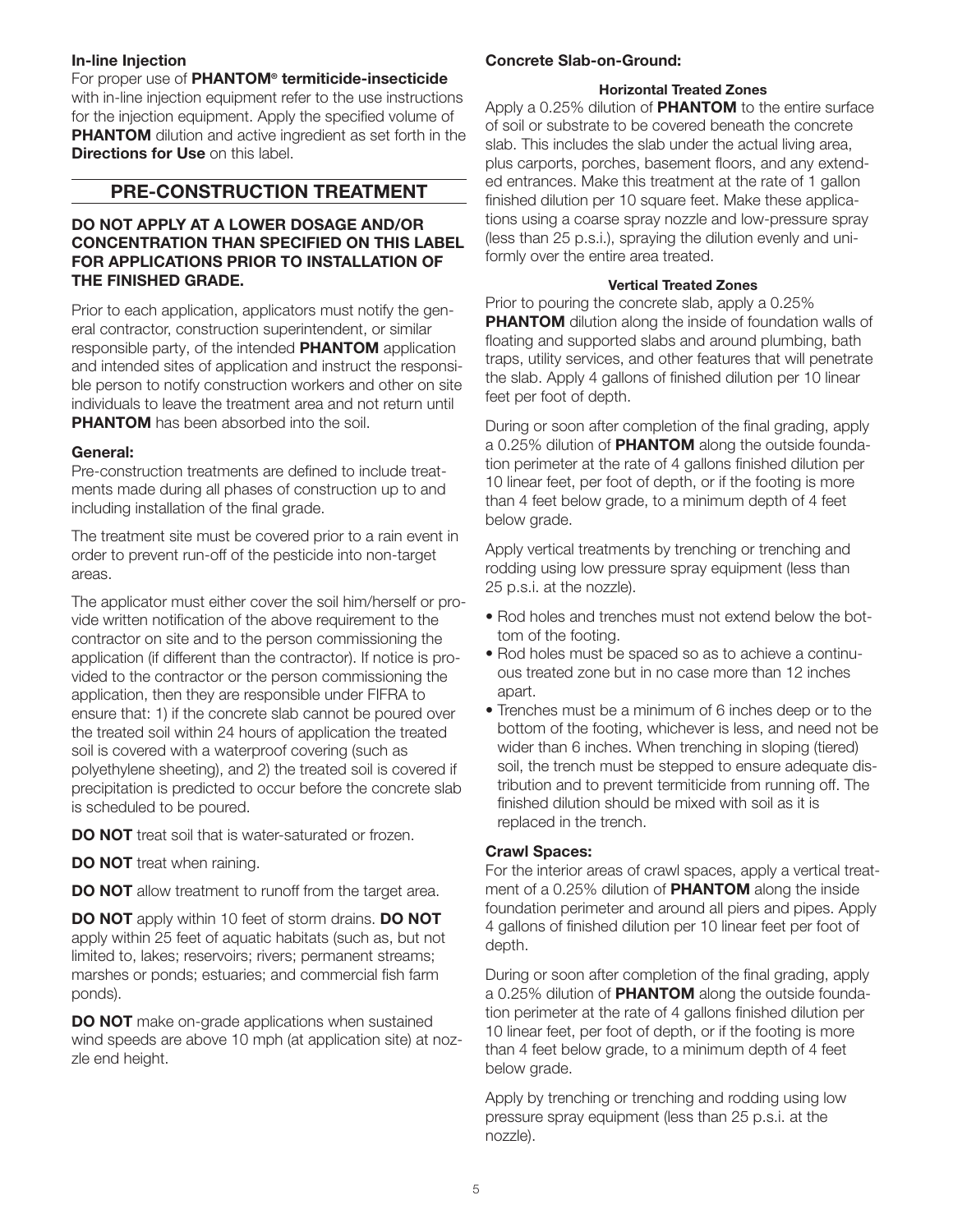**In-line Injection**

For proper use of **PHANTOM® termiticide-insecticide** with in-line injection equipment refer to the use instructions for the injection equipment. Apply the specified volume of **PHANTOM** dilution and active ingredient as set forth in the **Directions for Use** on this label.

## PRE-CONSTRUCTION TREATMENT

**DO NOT APPLY AT A LOWER DOSAGE AND/OR CONCENTRATION THAN SPECIFIED ON THIS LABEL FOR APPLICATIONS PRIOR TO INSTALLATION OF THE FINISHED GRADE.**

Prior to each application, applicators must notify the general contractor, construction superintendent, or similar responsible party, of the intended **PHANTOM** application and intended sites of application and instruct the responsible person to notify construction workers and other on site individuals to leave the treatment area and not return until **PHANTOM** has been absorbed into the soil.

**General:**

Pre-construction treatments are defined to include treatments made during all phases of construction up to and including installation of the final grade.

The treatment site must be covered prior to a rain event in order to prevent run-off of the pesticide into non-target areas.

The applicator must either cover the soil him/herself or provide written notification of the above requirement to the contractor on site and to the person commissioning the application (if different than the contractor). If notice is provided to the contractor or the person commissioning the application, then they are responsible under FIFRA to ensure that: 1) if the concrete slab cannot be poured over the treated soil within 24 hours of application the treated soil is covered with a waterproof covering (such as polyethylene sheeting), and 2) the treated soil is covered if precipitation is predicted to occur before the concrete slab is scheduled to be poured.

**DO NOT** treat soil that is water-saturated or frozen.

**DO NOT** treat when raining.

**DO NOT** allow treatment to runoff from the target area.

**DO NOT** apply within 10 feet of storm drains. **DO NOT** apply within 25 feet of aquatic habitats (such as, but not limited to, lakes; reservoirs; rivers; permanent streams; marshes or ponds; estuaries; and commercial fish farm ponds).

**DO NOT** make on-grade applications when sustained wind speeds are above 10 mph (at application site) at nozzle end height.

**Concrete Slab-on-Ground:**

**Horizontal Treated Zones**

Apply a 0.25% dilution of **PHANTOM** to the entire surface of soil or substrate to be covered beneath the concrete slab. This includes the slab under the actual living area, plus carports, porches, basement floors, and any extended entrances. Make this treatment at the rate of 1 gallon finished dilution per 10 square feet. Make these applications using a coarse spray nozzle and low-pressure spray (less than 25 p.s.i.), spraying the dilution evenly and uniformly over the entire area treated.

**Vertical Treated Zones**

Prior to pouring the concrete slab, apply a 0.25% **PHANTOM** dilution along the inside of foundation walls of floating and supported slabs and around plumbing, bath traps, utility services, and other features that will penetrate the slab. Apply 4 gallons of finished dilution per 10 linear feet per foot of depth.

During or soon after completion of the final grading, apply a 0.25% dilution of **PHANTOM** along the outside foundation perimeter at the rate of 4 gallons finished dilution per 10 linear feet, per foot of depth, or if the footing is more than 4 feet below grade, to a minimum depth of 4 feet below grade.

Apply vertical treatments by trenching or trenching and rodding using low pressure spray equipment (less than 25 p.s.i. at the nozzle).

- Rod holes and trenches must not extend below the bottom of the footing.
- Rod holes must be spaced so as to achieve a continuous treated zone but in no case more than 12 inches apart.
- Trenches must be a minimum of 6 inches deep or to the bottom of the footing, whichever is less, and need not be wider than 6 inches. When trenching in sloping (tiered) soil, the trench must be stepped to ensure adequate distribution and to prevent termiticide from running off. The finished dilution should be mixed with soil as it is replaced in the trench.

**Crawl Spaces:**

For the interior areas of crawl spaces, apply a vertical treatment of a 0.25% dilution of **PHANTOM** along the inside foundation perimeter and around all piers and pipes. Apply 4 gallons of finished dilution per 10 linear feet per foot of depth.

During or soon after completion of the final grading, apply a 0.25% dilution of **PHANTOM** along the outside foundation perimeter at the rate of 4 gallons finished dilution per 10 linear feet, per foot of depth, or if the footing is more than 4 feet below grade, to a minimum depth of 4 feet below grade.

Apply by trenching or trenching and rodding using low pressure spray equipment (less than 25 p.s.i. at the nozzle).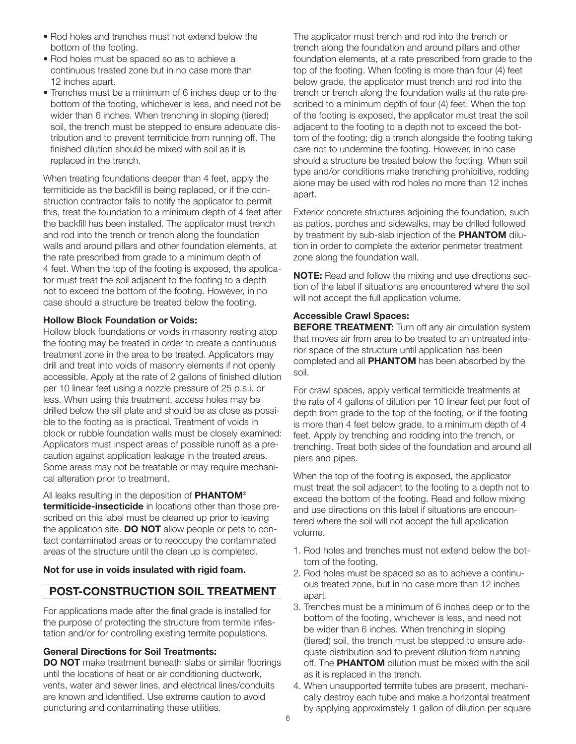- Rod holes and trenches must not extend below the bottom of the footing.
- Rod holes must be spaced so as to achieve a continuous treated zone but in no case more than 12 inches apart.
- Trenches must be a minimum of 6 inches deep or to the bottom of the footing, whichever is less, and need not be wider than 6 inches. When trenching in sloping (tiered) soil, the trench must be stepped to ensure adequate distribution and to prevent termiticide from running off. The finished dilution should be mixed with soil as it is replaced in the trench.

When treating foundations deeper than 4 feet, apply the termiticide as the backfill is being replaced, or if the construction contractor fails to notify the applicator to permit this, treat the foundation to a minimum depth of 4 feet after the backfill has been installed. The applicator must trench and rod into the trench or trench along the foundation walls and around pillars and other foundation elements, at the rate prescribed from grade to a minimum depth of 4 feet. When the top of the footing is exposed, the applicator must treat the soil adjacent to the footing to a depth not to exceed the bottom of the footing. However, in no case should a structure be treated below the footing.

**Hollow Block Foundation or Voids:**
Hollow block foundations or voids in masonry resting atop the footing may be treated in order to create a continuous treatment zone in the area to be treated. Applicators may drill and treat into voids of masonry elements if not openly accessible. Apply at the rate of 2 gallons of finished dilution per 10 linear feet using a nozzle pressure of 25 p.s.i. or less. When using this treatment, access holes may be drilled below the sill plate and should be as close as possible to the footing as is practical. Treatment of voids in block or rubble foundation walls must be closely examined: Applicators must inspect areas of possible runoff as a precaution against application leakage in the treated areas. Some areas may not be treatable or may require mechanical alteration prior to treatment.

All leaks resulting in the deposition of **PHANTOM® termiticide-insecticide** in locations other than those prescribed on this label must be cleaned up prior to leaving the application site. **DO NOT** allow people or pets to contact contaminated areas or to reoccupy the contaminated areas of the structure until the clean up is completed.

**Not for use in voids insulated with rigid foam.**

## POST-CONSTRUCTION SOIL TREATMENT

For applications made after the final grade is installed for the purpose of protecting the structure from termite infestation and/or for controlling existing termite populations.

**General Directions for Soil Treatments:**
**DO NOT** make treatment beneath slabs or similar floorings until the locations of heat or air conditioning ductwork, vents, water and sewer lines, and electrical lines/conduits are known and identified. Use extreme caution to avoid puncturing and contaminating these utilities.

The applicator must trench and rod into the trench or trench along the foundation and around pillars and other foundation elements, at a rate prescribed from grade to the top of the footing. When footing is more than four (4) feet below grade, the applicator must trench and rod into the trench or trench along the foundation walls at the rate prescribed to a minimum depth of four (4) feet. When the top of the footing is exposed, the applicator must treat the soil adjacent to the footing to a depth not to exceed the bottom of the footing; dig a trench alongside the footing taking care not to undermine the footing. However, in no case should a structure be treated below the footing. When soil type and/or conditions make trenching prohibitive, rodding alone may be used with rod holes no more than 12 inches apart.

Exterior concrete structures adjoining the foundation, such as patios, porches and sidewalks, may be drilled followed by treatment by sub-slab injection of the **PHANTOM** dilution in order to complete the exterior perimeter treatment zone along the foundation wall.

**NOTE:** Read and follow the mixing and use directions section of the label if situations are encountered where the soil will not accept the full application volume.

**Accessible Crawl Spaces:**
**BEFORE TREATMENT:** Turn off any air circulation system that moves air from area to be treated to an untreated interior space of the structure until application has been completed and all **PHANTOM** has been absorbed by the soil.

For crawl spaces, apply vertical termiticide treatments at the rate of 4 gallons of dilution per 10 linear feet per foot of depth from grade to the top of the footing, or if the footing is more than 4 feet below grade, to a minimum depth of 4 feet. Apply by trenching and rodding into the trench, or trenching. Treat both sides of the foundation and around all piers and pipes.

When the top of the footing is exposed, the applicator must treat the soil adjacent to the footing to a depth not to exceed the bottom of the footing. Read and follow mixing and use directions on this label if situations are encountered where the soil will not accept the full application volume.

1. Rod holes and trenches must not extend below the bottom of the footing.
2. Rod holes must be spaced so as to achieve a continuous treated zone, but in no case more than 12 inches apart.
3. Trenches must be a minimum of 6 inches deep or to the bottom of the footing, whichever is less, and need not be wider than 6 inches. When trenching in sloping (tiered) soil, the trench must be stepped to ensure adequate distribution and to prevent dilution from running off. The **PHANTOM** dilution must be mixed with the soil as it is replaced in the trench.
4. When unsupported termite tubes are present, mechanically destroy each tube and make a horizontal treatment by applying approximately 1 gallon of dilution per square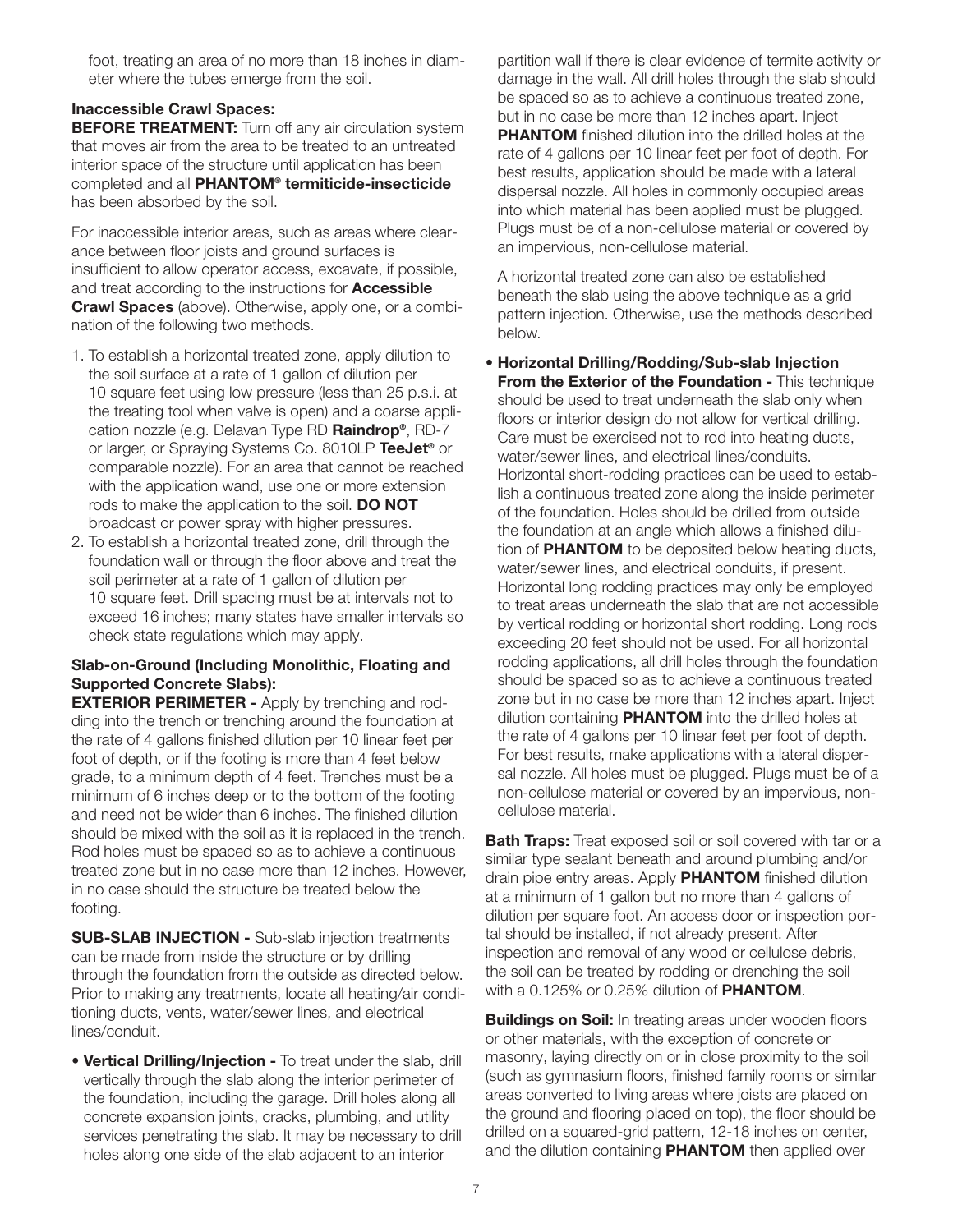foot, treating an area of no more than 18 inches in diameter where the tubes emerge from the soil.

**Inaccessible Crawl Spaces:**

**BEFORE TREATMENT:** Turn off any air circulation system that moves air from the area to be treated to an untreated interior space of the structure until application has been completed and all **PHANTOM® termiticide-insecticide** has been absorbed by the soil.

For inaccessible interior areas, such as areas where clearance between floor joists and ground surfaces is insufficient to allow operator access, excavate, if possible, and treat according to the instructions for **Accessible Crawl Spaces** (above). Otherwise, apply one, or a combination of the following two methods.

1. To establish a horizontal treated zone, apply dilution to the soil surface at a rate of 1 gallon of dilution per 10 square feet using low pressure (less than 25 p.s.i. at the treating tool when valve is open) and a coarse application nozzle (e.g. Delavan Type RD **Raindrop®**, RD-7 or larger, or Spraying Systems Co. 8010LP **TeeJet®** or comparable nozzle). For an area that cannot be reached with the application wand, use one or more extension rods to make the application to the soil. **DO NOT** broadcast or power spray with higher pressures.
2. To establish a horizontal treated zone, drill through the foundation wall or through the floor above and treat the soil perimeter at a rate of 1 gallon of dilution per 10 square feet. Drill spacing must be at intervals not to exceed 16 inches; many states have smaller intervals so check state regulations which may apply.

**Slab-on-Ground (Including Monolithic, Floating and Supported Concrete Slabs):**

**EXTERIOR PERIMETER -** Apply by trenching and rodding into the trench or trenching around the foundation at the rate of 4 gallons finished dilution per 10 linear feet per foot of depth, or if the footing is more than 4 feet below grade, to a minimum depth of 4 feet. Trenches must be a minimum of 6 inches deep or to the bottom of the footing and need not be wider than 6 inches. The finished dilution should be mixed with the soil as it is replaced in the trench. Rod holes must be spaced so as to achieve a continuous treated zone but in no case more than 12 inches. However, in no case should the structure be treated below the footing.

**SUB-SLAB INJECTION -** Sub-slab injection treatments can be made from inside the structure or by drilling through the foundation from the outside as directed below. Prior to making any treatments, locate all heating/air conditioning ducts, vents, water/sewer lines, and electrical lines/conduit.

- **Vertical Drilling/Injection -** To treat under the slab, drill vertically through the slab along the interior perimeter of the foundation, including the garage. Drill holes along all concrete expansion joints, cracks, plumbing, and utility services penetrating the slab. It may be necessary to drill holes along one side of the slab adjacent to an interior partition wall if there is clear evidence of termite activity or damage in the wall. All drill holes through the slab should be spaced so as to achieve a continuous treated zone, but in no case be more than 12 inches apart. Inject **PHANTOM** finished dilution into the drilled holes at the rate of 4 gallons per 10 linear feet per foot of depth. For best results, application should be made with a lateral dispersal nozzle. All holes in commonly occupied areas into which material has been applied must be plugged. Plugs must be of a non-cellulose material or covered by an impervious, non-cellulose material.

  A horizontal treated zone can also be established beneath the slab using the above technique as a grid pattern injection. Otherwise, use the methods described below.

- **Horizontal Drilling/Rodding/Sub-slab Injection From the Exterior of the Foundation -** This technique should be used to treat underneath the slab only when floors or interior design do not allow for vertical drilling. Care must be exercised not to rod into heating ducts, water/sewer lines, and electrical lines/conduits. Horizontal short-rodding practices can be used to establish a continuous treated zone along the inside perimeter of the foundation. Holes should be drilled from outside the foundation at an angle which allows a finished dilution of **PHANTOM** to be deposited below heating ducts, water/sewer lines, and electrical conduits, if present. Horizontal long rodding practices may only be employed to treat areas underneath the slab that are not accessible by vertical rodding or horizontal short rodding. Long rods exceeding 20 feet should not be used. For all horizontal rodding applications, all drill holes through the foundation should be spaced so as to achieve a continuous treated zone but in no case be more than 12 inches apart. Inject dilution containing **PHANTOM** into the drilled holes at the rate of 4 gallons per 10 linear feet per foot of depth. For best results, make applications with a lateral dispersal nozzle. All holes must be plugged. Plugs must be of a non-cellulose material or covered by an impervious, non-cellulose material.

**Bath Traps:** Treat exposed soil or soil covered with tar or a similar type sealant beneath and around plumbing and/or drain pipe entry areas. Apply **PHANTOM** finished dilution at a minimum of 1 gallon but no more than 4 gallons of dilution per square foot. An access door or inspection portal should be installed, if not already present. After inspection and removal of any wood or cellulose debris, the soil can be treated by rodding or drenching the soil with a 0.125% or 0.25% dilution of **PHANTOM**.

**Buildings on Soil:** In treating areas under wooden floors or other materials, with the exception of concrete or masonry, laying directly on or in close proximity to the soil (such as gymnasium floors, finished family rooms or similar areas converted to living areas where joists are placed on the ground and flooring placed on top), the floor should be drilled on a squared-grid pattern, 12-18 inches on center, and the dilution containing **PHANTOM** then applied over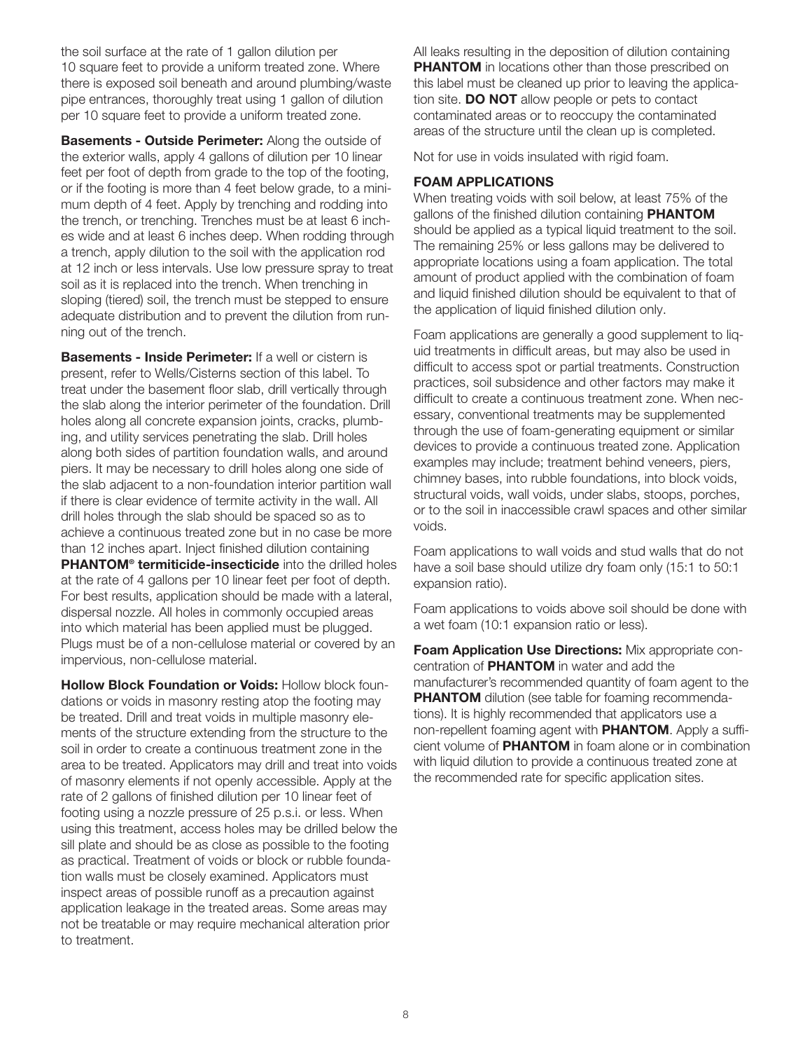the soil surface at the rate of 1 gallon dilution per 10 square feet to provide a uniform treated zone. Where there is exposed soil beneath and around plumbing/waste pipe entrances, thoroughly treat using 1 gallon of dilution per 10 square feet to provide a uniform treated zone.

**Basements - Outside Perimeter:** Along the outside of the exterior walls, apply 4 gallons of dilution per 10 linear feet per foot of depth from grade to the top of the footing, or if the footing is more than 4 feet below grade, to a minimum depth of 4 feet. Apply by trenching and rodding into the trench, or trenching. Trenches must be at least 6 inches wide and at least 6 inches deep. When rodding through a trench, apply dilution to the soil with the application rod at 12 inch or less intervals. Use low pressure spray to treat soil as it is replaced into the trench. When trenching in sloping (tiered) soil, the trench must be stepped to ensure adequate distribution and to prevent the dilution from running out of the trench.

**Basements - Inside Perimeter:** If a well or cistern is present, refer to Wells/Cisterns section of this label. To treat under the basement floor slab, drill vertically through the slab along the interior perimeter of the foundation. Drill holes along all concrete expansion joints, cracks, plumbing, and utility services penetrating the slab. Drill holes along both sides of partition foundation walls, and around piers. It may be necessary to drill holes along one side of the slab adjacent to a non-foundation interior partition wall if there is clear evidence of termite activity in the wall. All drill holes through the slab should be spaced so as to achieve a continuous treated zone but in no case be more than 12 inches apart. Inject finished dilution containing **PHANTOM® termiticide-insecticide** into the drilled holes at the rate of 4 gallons per 10 linear feet per foot of depth. For best results, application should be made with a lateral, dispersal nozzle. All holes in commonly occupied areas into which material has been applied must be plugged. Plugs must be of a non-cellulose material or covered by an impervious, non-cellulose material.

**Hollow Block Foundation or Voids:** Hollow block foundations or voids in masonry resting atop the footing may be treated. Drill and treat voids in multiple masonry elements of the structure extending from the structure to the soil in order to create a continuous treatment zone in the area to be treated. Applicators may drill and treat into voids of masonry elements if not openly accessible. Apply at the rate of 2 gallons of finished dilution per 10 linear feet of footing using a nozzle pressure of 25 p.s.i. or less. When using this treatment, access holes may be drilled below the sill plate and should be as close as possible to the footing as practical. Treatment of voids or block or rubble foundation walls must be closely examined. Applicators must inspect areas of possible runoff as a precaution against application leakage in the treated areas. Some areas may not be treatable or may require mechanical alteration prior to treatment.

All leaks resulting in the deposition of dilution containing **PHANTOM** in locations other than those prescribed on this label must be cleaned up prior to leaving the application site. **DO NOT** allow people or pets to contact contaminated areas or to reoccupy the contaminated areas of the structure until the clean up is completed.

Not for use in voids insulated with rigid foam.

### FOAM APPLICATIONS

When treating voids with soil below, at least 75% of the gallons of the finished dilution containing **PHANTOM** should be applied as a typical liquid treatment to the soil. The remaining 25% or less gallons may be delivered to appropriate locations using a foam application. The total amount of product applied with the combination of foam and liquid finished dilution should be equivalent to that of the application of liquid finished dilution only.

Foam applications are generally a good supplement to liquid treatments in difficult areas, but may also be used in difficult to access spot or partial treatments. Construction practices, soil subsidence and other factors may make it difficult to create a continuous treatment zone. When necessary, conventional treatments may be supplemented through the use of foam-generating equipment or similar devices to provide a continuous treated zone. Application examples may include; treatment behind veneers, piers, chimney bases, into rubble foundations, into block voids, structural voids, wall voids, under slabs, stoops, porches, or to the soil in inaccessible crawl spaces and other similar voids.

Foam applications to wall voids and stud walls that do not have a soil base should utilize dry foam only (15:1 to 50:1 expansion ratio).

Foam applications to voids above soil should be done with a wet foam (10:1 expansion ratio or less).

**Foam Application Use Directions:** Mix appropriate concentration of **PHANTOM** in water and add the manufacturer's recommended quantity of foam agent to the **PHANTOM** dilution (see table for foaming recommendations). It is highly recommended that applicators use a non-repellent foaming agent with **PHANTOM**. Apply a sufficient volume of **PHANTOM** in foam alone or in combination with liquid dilution to provide a continuous treated zone at the recommended rate for specific application sites.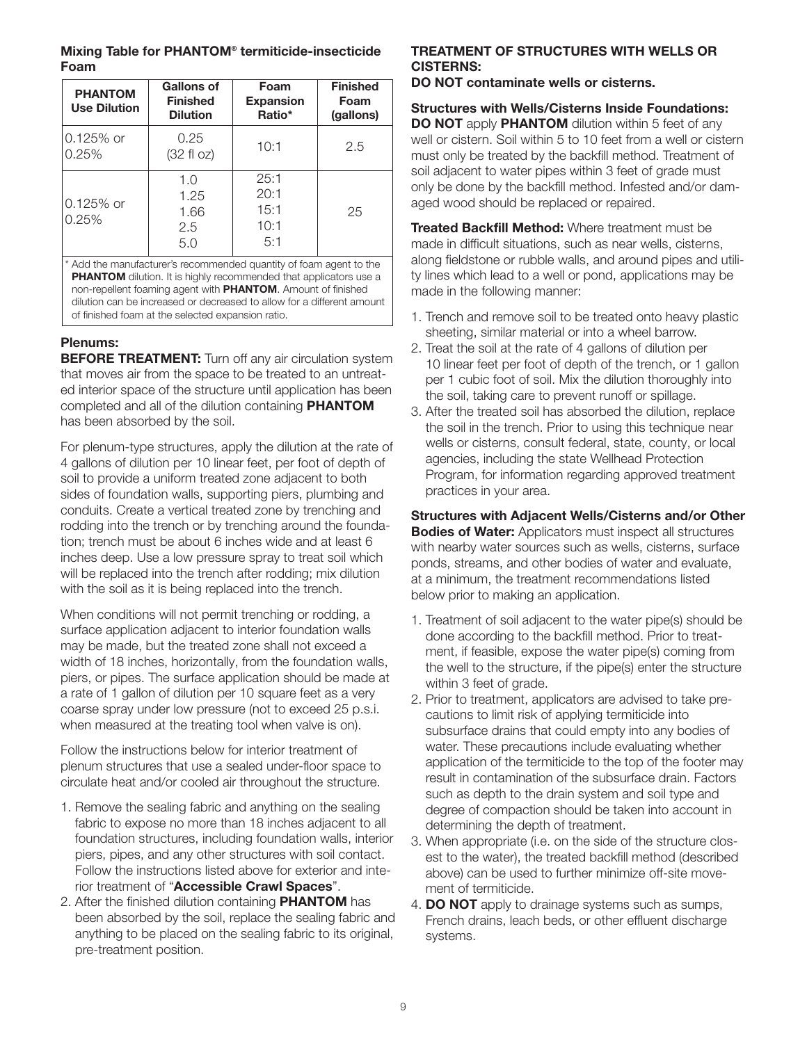**Mixing Table for PHANTOM® termiticide-insecticide Foam**

| PHANTOM Use Dilution | Gallons of Finished Dilution | Foam Expansion Ratio* | Finished Foam (gallons) |
|---|---|---|---|
| 0.125% or 0.25% | 0.25 (32 fl oz) | 10:1 | 2.5 |
| 0.125% or 0.25% | 1.0<br>1.25<br>1.66<br>2.5<br>5.0 | 25:1<br>20:1<br>15:1<br>10:1<br>5:1 | 25 |

\* Add the manufacturer's recommended quantity of foam agent to the **PHANTOM** dilution. It is highly recommended that applicators use a non-repellent foaming agent with **PHANTOM**. Amount of finished dilution can be increased or decreased to allow for a different amount of finished foam at the selected expansion ratio.

### Plenums:

**BEFORE TREATMENT:** Turn off any air circulation system that moves air from the space to be treated to an untreated interior space of the structure until application has been completed and all of the dilution containing **PHANTOM** has been absorbed by the soil.

For plenum-type structures, apply the dilution at the rate of 4 gallons of dilution per 10 linear feet, per foot of depth of soil to provide a uniform treated zone adjacent to both sides of foundation walls, supporting piers, plumbing and conduits. Create a vertical treated zone by trenching and rodding into the trench or by trenching around the foundation; trench must be about 6 inches wide and at least 6 inches deep. Use a low pressure spray to treat soil which will be replaced into the trench after rodding; mix dilution with the soil as it is being replaced into the trench.

When conditions will not permit trenching or rodding, a surface application adjacent to interior foundation walls may be made, but the treated zone shall not exceed a width of 18 inches, horizontally, from the foundation walls, piers, or pipes. The surface application should be made at a rate of 1 gallon of dilution per 10 square feet as a very coarse spray under low pressure (not to exceed 25 p.s.i. when measured at the treating tool when valve is on).

Follow the instructions below for interior treatment of plenum structures that use a sealed under-floor space to circulate heat and/or cooled air throughout the structure.

1. Remove the sealing fabric and anything on the sealing fabric to expose no more than 18 inches adjacent to all foundation structures, including foundation walls, interior piers, pipes, and any other structures with soil contact. Follow the instructions listed above for exterior and interior treatment of "**Accessible Crawl Spaces**".
2. After the finished dilution containing **PHANTOM** has been absorbed by the soil, replace the sealing fabric and anything to be placed on the sealing fabric to its original, pre-treatment position.

### TREATMENT OF STRUCTURES WITH WELLS OR CISTERNS:

**DO NOT contaminate wells or cisterns.**

**Structures with Wells/Cisterns Inside Foundations:** **DO NOT** apply **PHANTOM** dilution within 5 feet of any well or cistern. Soil within 5 to 10 feet from a well or cistern must only be treated by the backfill method. Treatment of soil adjacent to water pipes within 3 feet of grade must only be done by the backfill method. Infested and/or damaged wood should be replaced or repaired.

**Treated Backfill Method:** Where treatment must be made in difficult situations, such as near wells, cisterns, along fieldstone or rubble walls, and around pipes and utility lines which lead to a well or pond, applications may be made in the following manner:

1. Trench and remove soil to be treated onto heavy plastic sheeting, similar material or into a wheel barrow.
2. Treat the soil at the rate of 4 gallons of dilution per 10 linear feet per foot of depth of the trench, or 1 gallon per 1 cubic foot of soil. Mix the dilution thoroughly into the soil, taking care to prevent runoff or spillage.
3. After the treated soil has absorbed the dilution, replace the soil in the trench. Prior to using this technique near wells or cisterns, consult federal, state, county, or local agencies, including the state Wellhead Protection Program, for information regarding approved treatment practices in your area.

**Structures with Adjacent Wells/Cisterns and/or Other Bodies of Water:** Applicators must inspect all structures with nearby water sources such as wells, cisterns, surface ponds, streams, and other bodies of water and evaluate, at a minimum, the treatment recommendations listed below prior to making an application.

1. Treatment of soil adjacent to the water pipe(s) should be done according to the backfill method. Prior to treatment, if feasible, expose the water pipe(s) coming from the well to the structure, if the pipe(s) enter the structure within 3 feet of grade.
2. Prior to treatment, applicators are advised to take precautions to limit risk of applying termiticide into subsurface drains that could empty into any bodies of water. These precautions include evaluating whether application of the termiticide to the top of the footer may result in contamination of the subsurface drain. Factors such as depth to the drain system and soil type and degree of compaction should be taken into account in determining the depth of treatment.
3. When appropriate (i.e. on the side of the structure closest to the water), the treated backfill method (described above) can be used to further minimize off-site movement of termiticide.
4. **DO NOT** apply to drainage systems such as sumps, French drains, leach beds, or other effluent discharge systems.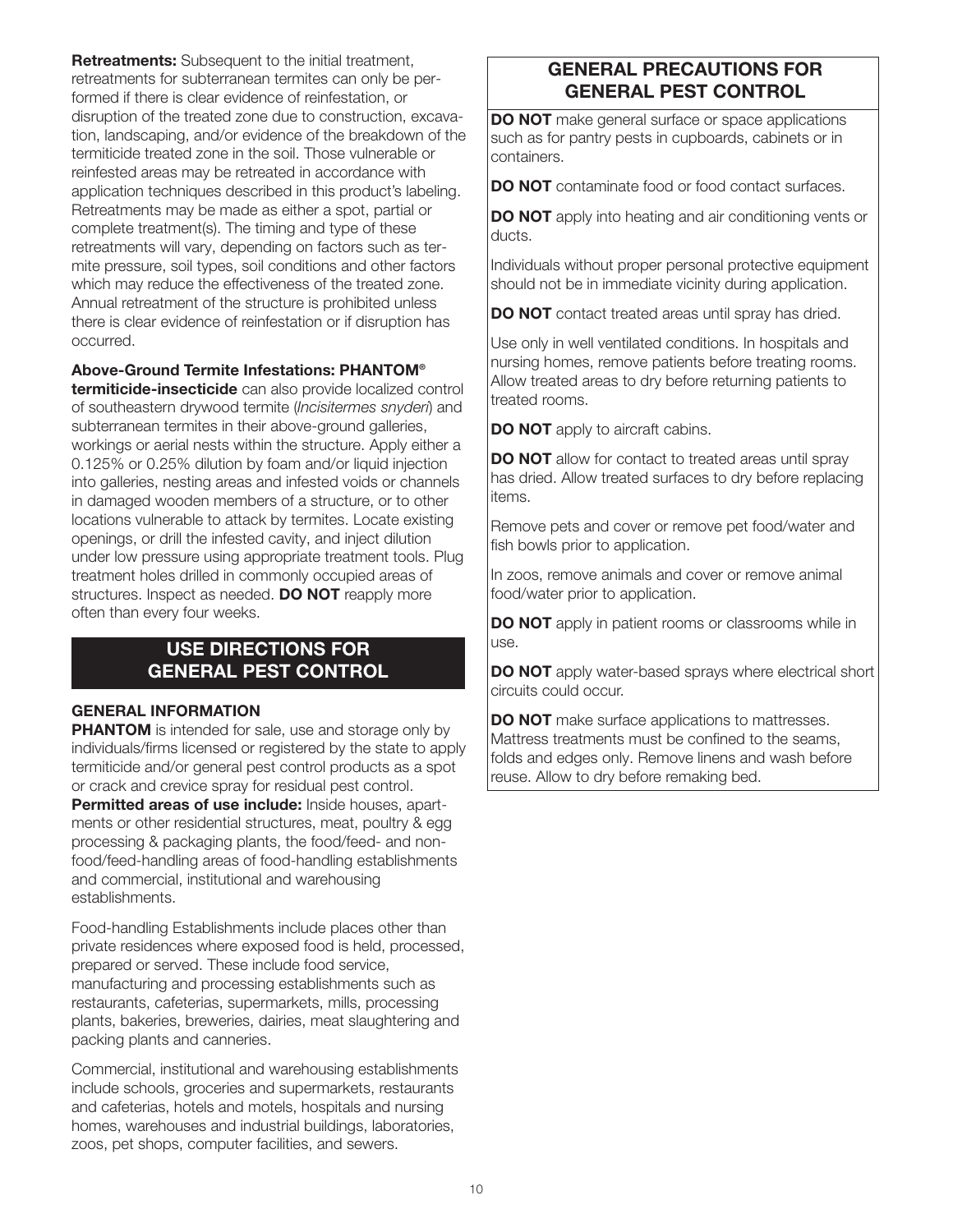**Retreatments:** Subsequent to the initial treatment, retreatments for subterranean termites can only be performed if there is clear evidence of reinfestation, or disruption of the treated zone due to construction, excavation, landscaping, and/or evidence of the breakdown of the termiticide treated zone in the soil. Those vulnerable or reinfested areas may be retreated in accordance with application techniques described in this product's labeling. Retreatments may be made as either a spot, partial or complete treatment(s). The timing and type of these retreatments will vary, depending on factors such as termite pressure, soil types, soil conditions and other factors which may reduce the effectiveness of the treated zone. Annual retreatment of the structure is prohibited unless there is clear evidence of reinfestation or if disruption has occurred.

**Above-Ground Termite Infestations: PHANTOM® termiticide-insecticide** can also provide localized control of southeastern drywood termite (*Incisitermes snyderi*) and subterranean termites in their above-ground galleries, workings or aerial nests within the structure. Apply either a 0.125% or 0.25% dilution by foam and/or liquid injection into galleries, nesting areas and infested voids or channels in damaged wooden members of a structure, or to other locations vulnerable to attack by termites. Locate existing openings, or drill the infested cavity, and inject dilution under low pressure using appropriate treatment tools. Plug treatment holes drilled in commonly occupied areas of structures. Inspect as needed. **DO NOT** reapply more often than every four weeks.

## USE DIRECTIONS FOR GENERAL PEST CONTROL

### GENERAL INFORMATION

**PHANTOM** is intended for sale, use and storage only by individuals/firms licensed or registered by the state to apply termiticide and/or general pest control products as a spot or crack and crevice spray for residual pest control.

**Permitted areas of use include:** Inside houses, apartments or other residential structures, meat, poultry & egg processing & packaging plants, the food/feed- and non-food/feed-handling areas of food-handling establishments and commercial, institutional and warehousing establishments.

Food-handling Establishments include places other than private residences where exposed food is held, processed, prepared or served. These include food service, manufacturing and processing establishments such as restaurants, cafeterias, supermarkets, mills, processing plants, bakeries, breweries, dairies, meat slaughtering and packing plants and canneries.

Commercial, institutional and warehousing establishments include schools, groceries and supermarkets, restaurants and cafeterias, hotels and motels, hospitals and nursing homes, warehouses and industrial buildings, laboratories, zoos, pet shops, computer facilities, and sewers.

## GENERAL PRECAUTIONS FOR GENERAL PEST CONTROL

**DO NOT** make general surface or space applications such as for pantry pests in cupboards, cabinets or in containers.

**DO NOT** contaminate food or food contact surfaces.

**DO NOT** apply into heating and air conditioning vents or ducts.

Individuals without proper personal protective equipment should not be in immediate vicinity during application.

**DO NOT** contact treated areas until spray has dried.

Use only in well ventilated conditions. In hospitals and nursing homes, remove patients before treating rooms. Allow treated areas to dry before returning patients to treated rooms.

**DO NOT** apply to aircraft cabins.

**DO NOT** allow for contact to treated areas until spray has dried. Allow treated surfaces to dry before replacing items.

Remove pets and cover or remove pet food/water and fish bowls prior to application.

In zoos, remove animals and cover or remove animal food/water prior to application.

**DO NOT** apply in patient rooms or classrooms while in use.

**DO NOT** apply water-based sprays where electrical short circuits could occur.

**DO NOT** make surface applications to mattresses. Mattress treatments must be confined to the seams, folds and edges only. Remove linens and wash before reuse. Allow to dry before remaking bed.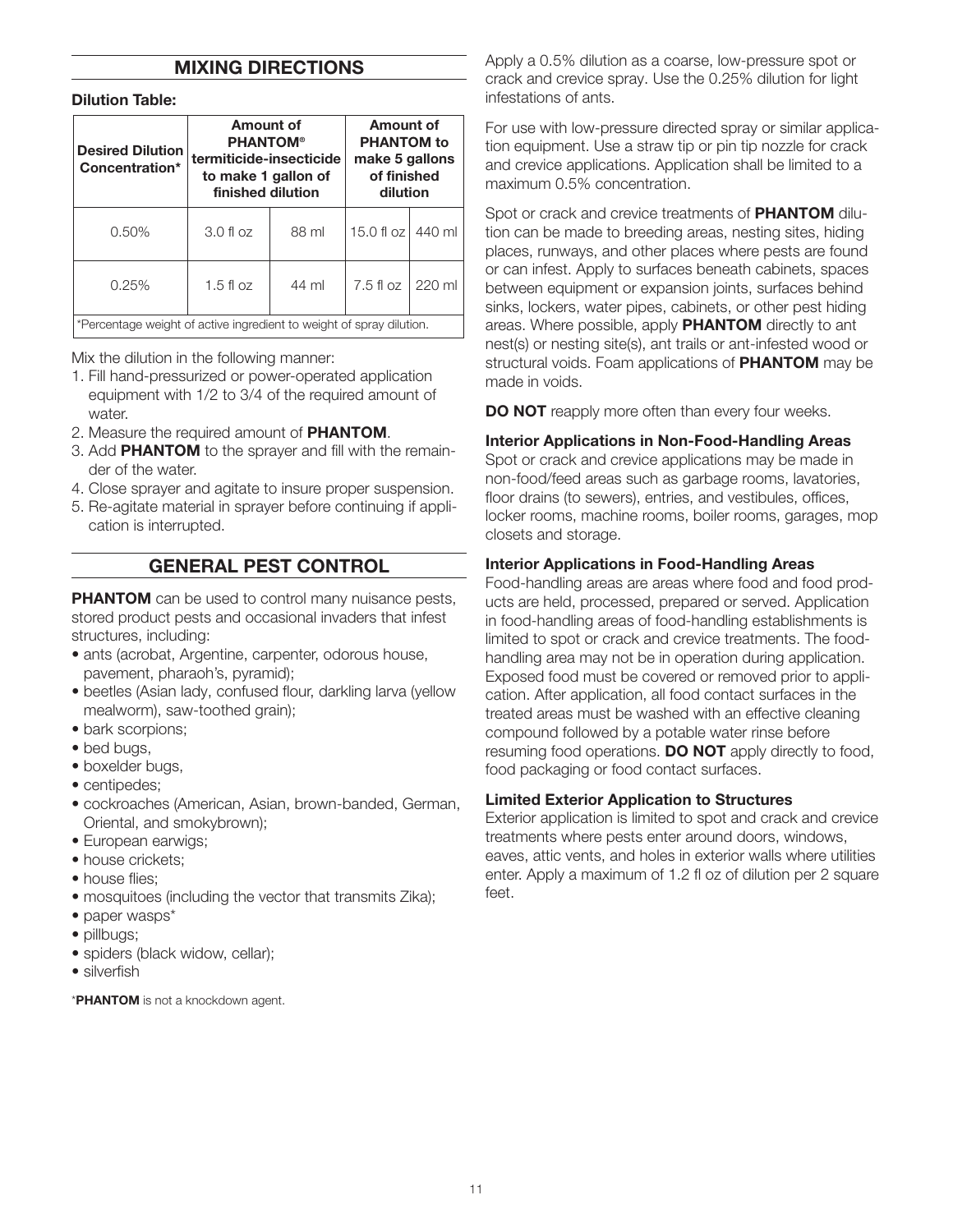## MIXING DIRECTIONS

**Dilution Table:**

| Desired Dilution Concentration* | Amount of PHANTOM® termiticide-insecticide to make 1 gallon of finished dilution | | Amount of PHANTOM to make 5 gallons of finished dilution | |
|---|---|---|---|---|
| 0.50% | 3.0 fl oz | 88 ml | 15.0 fl oz | 440 ml |
| 0.25% | 1.5 fl oz | 44 ml | 7.5 fl oz | 220 ml |

*Percentage weight of active ingredient to weight of spray dilution.

Mix the dilution in the following manner:

1. Fill hand-pressurized or power-operated application equipment with 1/2 to 3/4 of the required amount of water.
2. Measure the required amount of **PHANTOM**.
3. Add **PHANTOM** to the sprayer and fill with the remainder of the water.
4. Close sprayer and agitate to insure proper suspension.
5. Re-agitate material in sprayer before continuing if application is interrupted.

## GENERAL PEST CONTROL

**PHANTOM** can be used to control many nuisance pests, stored product pests and occasional invaders that infest structures, including:

- ants (acrobat, Argentine, carpenter, odorous house, pavement, pharaoh's, pyramid);
- beetles (Asian lady, confused flour, darkling larva (yellow mealworm), saw-toothed grain);
- bark scorpions;
- bed bugs,
- boxelder bugs,
- centipedes;
- cockroaches (American, Asian, brown-banded, German, Oriental, and smokybrown);
- European earwigs;
- house crickets;
- house flies;
- mosquitoes (including the vector that transmits Zika);
- paper wasps*
- pillbugs;
- spiders (black widow, cellar);
- silverfish

*__PHANTOM__ is not a knockdown agent.

Apply a 0.5% dilution as a coarse, low-pressure spot or crack and crevice spray. Use the 0.25% dilution for light infestations of ants.

For use with low-pressure directed spray or similar application equipment. Use a straw tip or pin tip nozzle for crack and crevice applications. Application shall be limited to a maximum 0.5% concentration.

Spot or crack and crevice treatments of **PHANTOM** dilution can be made to breeding areas, nesting sites, hiding places, runways, and other places where pests are found or can infest. Apply to surfaces beneath cabinets, spaces between equipment or expansion joints, surfaces behind sinks, lockers, water pipes, cabinets, or other pest hiding areas. Where possible, apply **PHANTOM** directly to ant nest(s) or nesting site(s), ant trails or ant-infested wood or structural voids. Foam applications of **PHANTOM** may be made in voids.

**DO NOT** reapply more often than every four weeks.

### Interior Applications in Non-Food-Handling Areas

Spot or crack and crevice applications may be made in non-food/feed areas such as garbage rooms, lavatories, floor drains (to sewers), entries, and vestibules, offices, locker rooms, machine rooms, boiler rooms, garages, mop closets and storage.

### Interior Applications in Food-Handling Areas

Food-handling areas are areas where food and food products are held, processed, prepared or served. Application in food-handling areas of food-handling establishments is limited to spot or crack and crevice treatments. The food-handling area may not be in operation during application. Exposed food must be covered or removed prior to application. After application, all food contact surfaces in the treated areas must be washed with an effective cleaning compound followed by a potable water rinse before resuming food operations. **DO NOT** apply directly to food, food packaging or food contact surfaces.

### Limited Exterior Application to Structures

Exterior application is limited to spot and crack and crevice treatments where pests enter around doors, windows, eaves, attic vents, and holes in exterior walls where utilities enter. Apply a maximum of 1.2 fl oz of dilution per 2 square feet.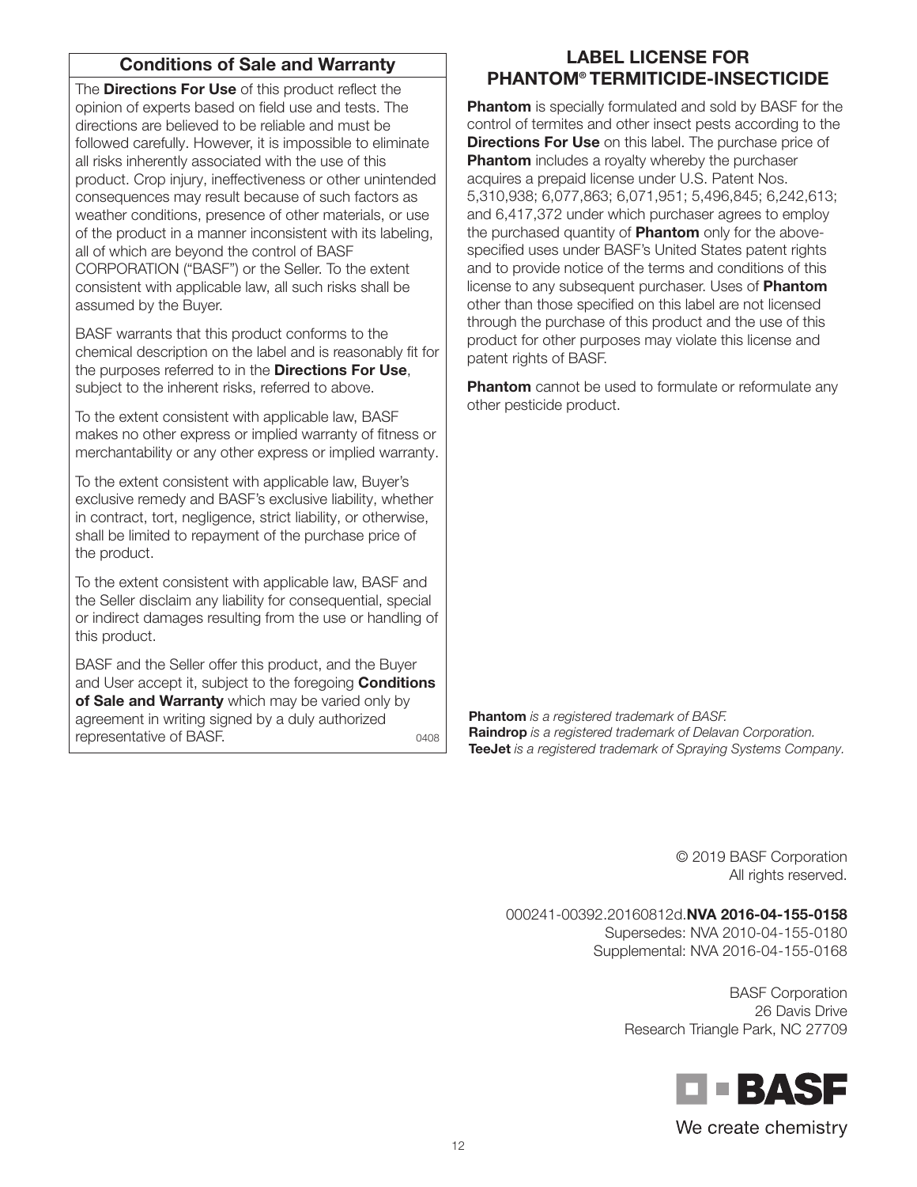## Conditions of Sale and Warranty

The **Directions For Use** of this product reflect the opinion of experts based on field use and tests. The directions are believed to be reliable and must be followed carefully. However, it is impossible to eliminate all risks inherently associated with the use of this product. Crop injury, ineffectiveness or other unintended consequences may result because of such factors as weather conditions, presence of other materials, or use of the product in a manner inconsistent with its labeling, all of which are beyond the control of BASF CORPORATION ("BASF") or the Seller. To the extent consistent with applicable law, all such risks shall be assumed by the Buyer.

BASF warrants that this product conforms to the chemical description on the label and is reasonably fit for the purposes referred to in the **Directions For Use**, subject to the inherent risks, referred to above.

To the extent consistent with applicable law, BASF makes no other express or implied warranty of fitness or merchantability or any other express or implied warranty.

To the extent consistent with applicable law, Buyer's exclusive remedy and BASF's exclusive liability, whether in contract, tort, negligence, strict liability, or otherwise, shall be limited to repayment of the purchase price of the product.

To the extent consistent with applicable law, BASF and the Seller disclaim any liability for consequential, special or indirect damages resulting from the use or handling of this product.

BASF and the Seller offer this product, and the Buyer and User accept it, subject to the foregoing **Conditions of Sale and Warranty** which may be varied only by agreement in writing signed by a duly authorized representative of BASF. 0408

## LABEL LICENSE FOR PHANTOM® TERMITICIDE-INSECTICIDE

**Phantom** is specially formulated and sold by BASF for the control of termites and other insect pests according to the **Directions For Use** on this label. The purchase price of **Phantom** includes a royalty whereby the purchaser acquires a prepaid license under U.S. Patent Nos. 5,310,938; 6,077,863; 6,071,951; 5,496,845; 6,242,613; and 6,417,372 under which purchaser agrees to employ the purchased quantity of **Phantom** only for the above-specified uses under BASF's United States patent rights and to provide notice of the terms and conditions of this license to any subsequent purchaser. Uses of **Phantom** other than those specified on this label are not licensed through the purchase of this product and the use of this product for other purposes may violate this license and patent rights of BASF.

**Phantom** cannot be used to formulate or reformulate any other pesticide product.

**Phantom** *is a registered trademark of BASF.*
**Raindrop** *is a registered trademark of Delavan Corporation.*
**TeeJet** *is a registered trademark of Spraying Systems Company.*

© 2019 BASF Corporation
All rights reserved.

000241-00392.20160812d.**NVA 2016-04-155-0158**
Supersedes: NVA 2010-04-155-0180
Supplemental: NVA 2016-04-155-0168

BASF Corporation
26 Davis Drive
Research Triangle Park, NC 27709

BASF
We create chemistry